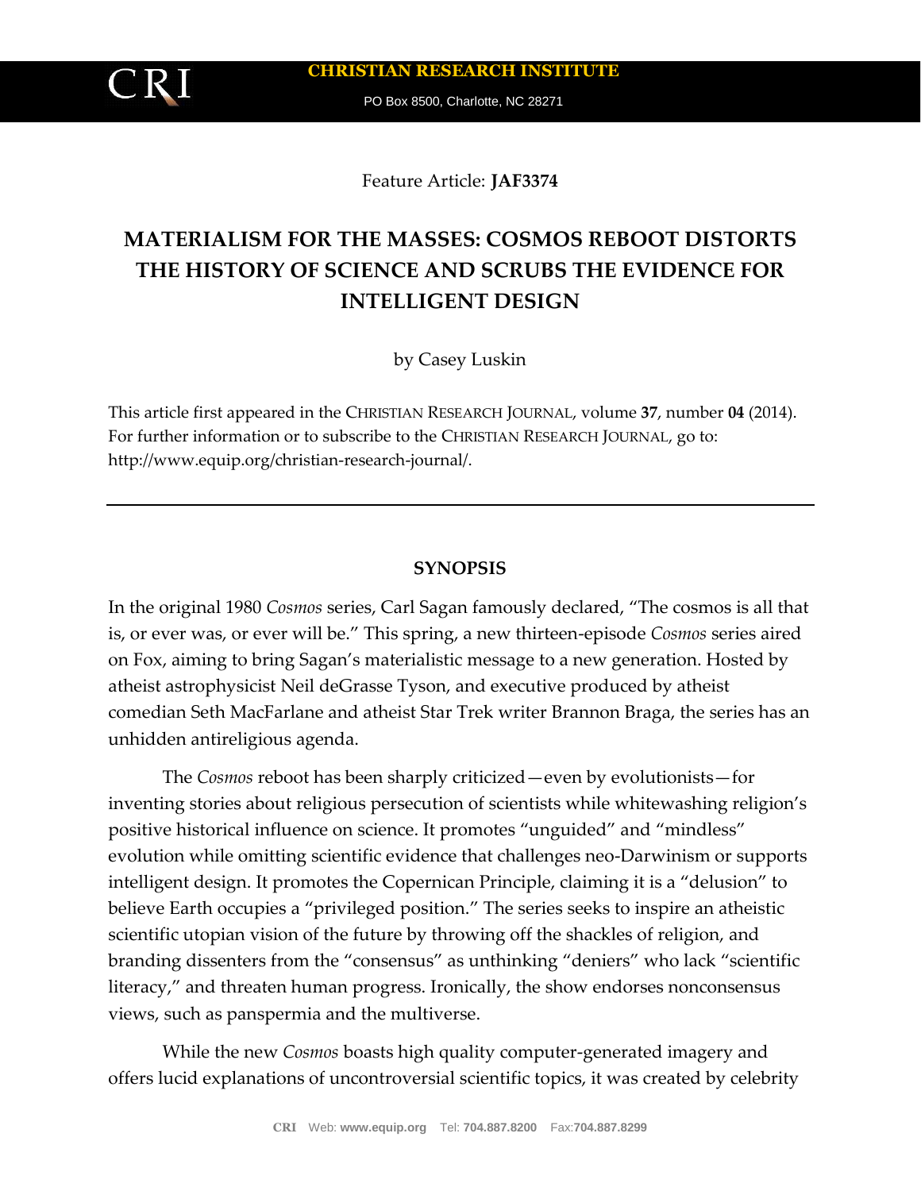Feature Article: **JAF3374**

# MATERIALISM FOR THE MASSES: COSMOS REBOOT DISTORTS THE HISTORY OF SCIENCE AND SCRUBS THE EVIDENCE FOR INTELLIGENT DESIGN

by Casey Luskin

This article first appeared in the CHRISTIAN RESEARCH JOURNAL, volume **37**, number **04** (2014). For further information or to subscribe to the CHRISTIAN RESEARCH JOURNAL, go to: http://www.equip.org/christian-research-journal/.

---

## SYNOPSIS

In the original 1980 *Cosmos* series, Carl Sagan famously declared, "The cosmos is all that is, or ever was, or ever will be." This spring, a new thirteen-episode *Cosmos* series aired on Fox, aiming to bring Sagan's materialistic message to a new generation. Hosted by atheist astrophysicist Neil deGrasse Tyson, and executive produced by atheist comedian Seth MacFarlane and atheist Star Trek writer Brannon Braga, the series has an unhidden antireligious agenda.

The *Cosmos* reboot has been sharply criticized—even by evolutionists—for inventing stories about religious persecution of scientists while whitewashing religion's positive historical influence on science. It promotes "unguided" and "mindless" evolution while omitting scientific evidence that challenges neo-Darwinism or supports intelligent design. It promotes the Copernican Principle, claiming it is a "delusion" to believe Earth occupies a "privileged position." The series seeks to inspire an atheistic scientific utopian vision of the future by throwing off the shackles of religion, and branding dissenters from the "consensus" as unthinking "deniers" who lack "scientific literacy," and threaten human progress. Ironically, the show endorses nonconsensus views, such as panspermia and the multiverse.

While the new *Cosmos* boasts high quality computer-generated imagery and offers lucid explanations of uncontroversial scientific topics, it was created by celebrity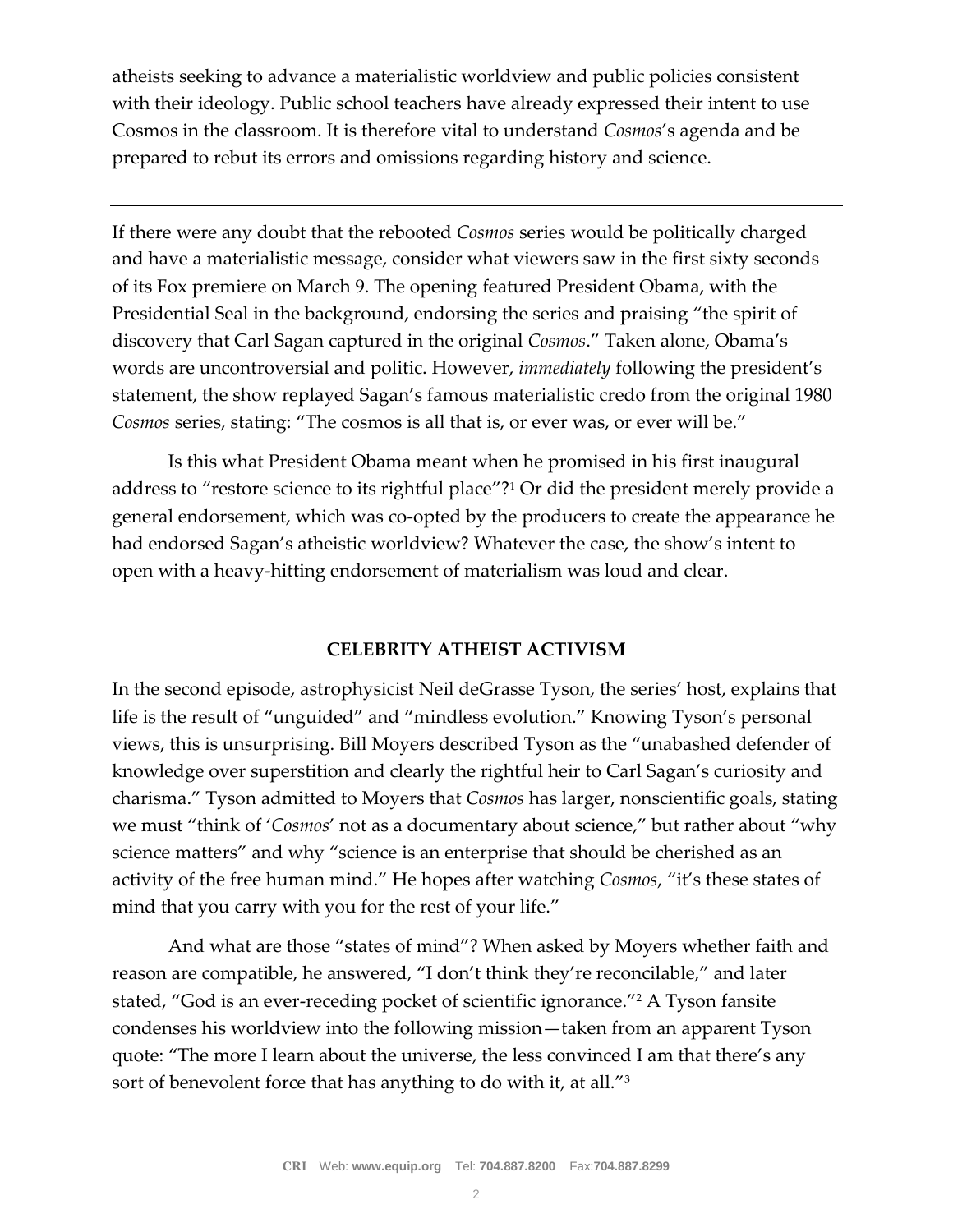atheists seeking to advance a materialistic worldview and public policies consistent with their ideology. Public school teachers have already expressed their intent to use Cosmos in the classroom. It is therefore vital to understand *Cosmos*'s agenda and be prepared to rebut its errors and omissions regarding history and science.

---

If there were any doubt that the rebooted *Cosmos* series would be politically charged and have a materialistic message, consider what viewers saw in the first sixty seconds of its Fox premiere on March 9. The opening featured President Obama, with the Presidential Seal in the background, endorsing the series and praising "the spirit of discovery that Carl Sagan captured in the original *Cosmos*." Taken alone, Obama's words are uncontroversial and politic. However, *immediately* following the president's statement, the show replayed Sagan's famous materialistic credo from the original 1980 *Cosmos* series, stating: "The cosmos is all that is, or ever was, or ever will be."

Is this what President Obama meant when he promised in his first inaugural address to "restore science to its rightful place"?[1] Or did the president merely provide a general endorsement, which was co-opted by the producers to create the appearance he had endorsed Sagan's atheistic worldview? Whatever the case, the show's intent to open with a heavy-hitting endorsement of materialism was loud and clear.

## CELEBRITY ATHEIST ACTIVISM

In the second episode, astrophysicist Neil deGrasse Tyson, the series' host, explains that life is the result of "unguided" and "mindless evolution." Knowing Tyson's personal views, this is unsurprising. Bill Moyers described Tyson as the "unabashed defender of knowledge over superstition and clearly the rightful heir to Carl Sagan's curiosity and charisma." Tyson admitted to Moyers that *Cosmos* has larger, nonscientific goals, stating we must "think of '*Cosmos*' not as a documentary about science," but rather about "why science matters" and why "science is an enterprise that should be cherished as an activity of the free human mind." He hopes after watching *Cosmos*, "it's these states of mind that you carry with you for the rest of your life."

And what are those "states of mind"? When asked by Moyers whether faith and reason are compatible, he answered, "I don't think they're reconcilable," and later stated, "God is an ever-receding pocket of scientific ignorance."[2] A Tyson fansite condenses his worldview into the following mission—taken from an apparent Tyson quote: "The more I learn about the universe, the less convinced I am that there's any sort of benevolent force that has anything to do with it, at all."[3]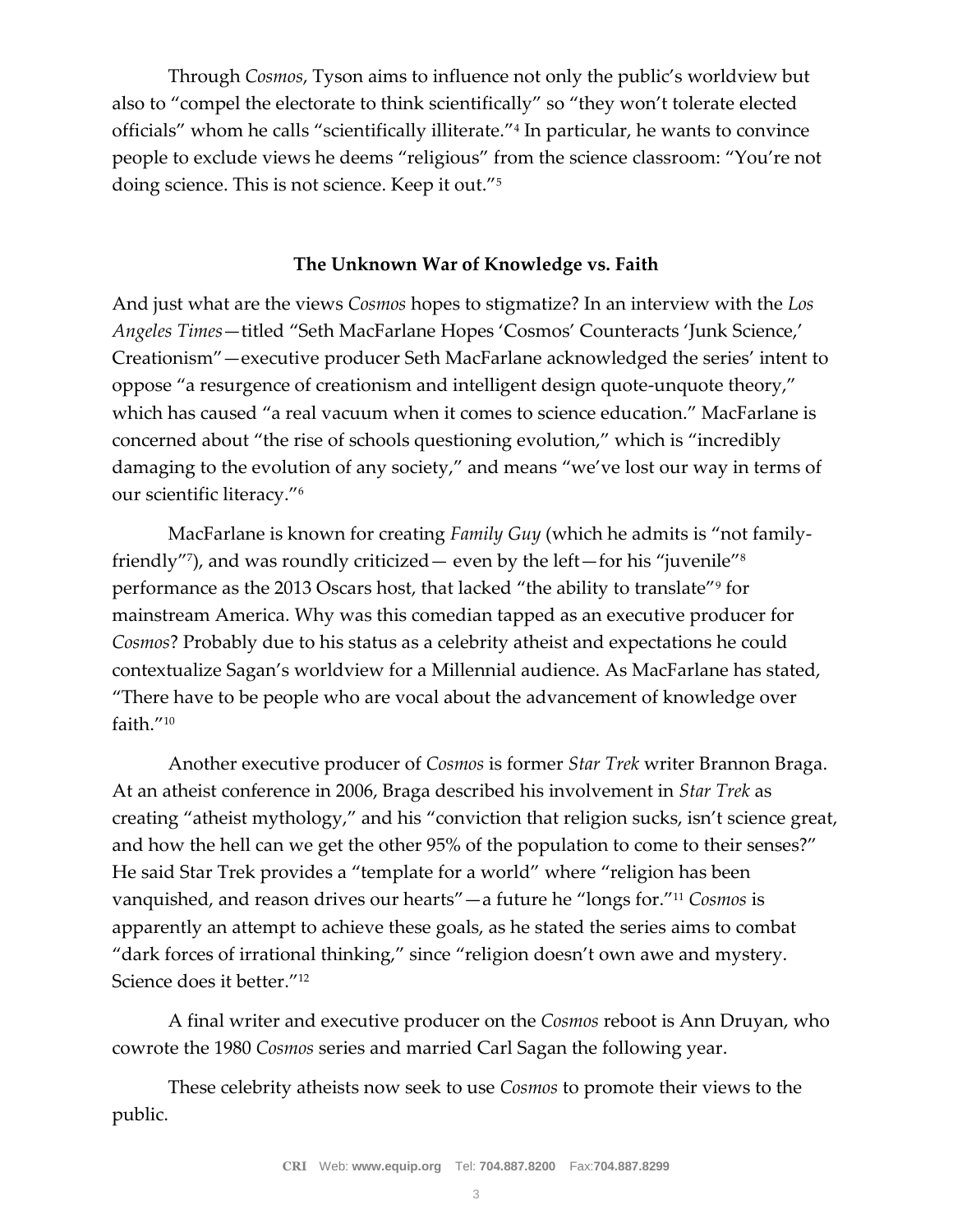Through *Cosmos*, Tyson aims to influence not only the public's worldview but also to "compel the electorate to think scientifically" so "they won't tolerate elected officials" whom he calls "scientifically illiterate."[4] In particular, he wants to convince people to exclude views he deems "religious" from the science classroom: "You're not doing science. This is not science. Keep it out."[5]

## The Unknown War of Knowledge vs. Faith

And just what are the views *Cosmos* hopes to stigmatize? In an interview with the *Los Angeles Times*—titled "Seth MacFarlane Hopes 'Cosmos' Counteracts 'Junk Science,' Creationism"—executive producer Seth MacFarlane acknowledged the series' intent to oppose "a resurgence of creationism and intelligent design quote-unquote theory," which has caused "a real vacuum when it comes to science education." MacFarlane is concerned about "the rise of schools questioning evolution," which is "incredibly damaging to the evolution of any society," and means "we've lost our way in terms of our scientific literacy."[6]

MacFarlane is known for creating *Family Guy* (which he admits is "not family-friendly"[7]), and was roundly criticized— even by the left—for his "juvenile"[8] performance as the 2013 Oscars host, that lacked "the ability to translate"[9] for mainstream America. Why was this comedian tapped as an executive producer for *Cosmos*? Probably due to his status as a celebrity atheist and expectations he could contextualize Sagan's worldview for a Millennial audience. As MacFarlane has stated, "There have to be people who are vocal about the advancement of knowledge over faith."[10]

Another executive producer of *Cosmos* is former *Star Trek* writer Brannon Braga. At an atheist conference in 2006, Braga described his involvement in *Star Trek* as creating "atheist mythology," and his "conviction that religion sucks, isn't science great, and how the hell can we get the other 95% of the population to come to their senses?" He said Star Trek provides a "template for a world" where "religion has been vanquished, and reason drives our hearts"—a future he "longs for."[11] *Cosmos* is apparently an attempt to achieve these goals, as he stated the series aims to combat "dark forces of irrational thinking," since "religion doesn't own awe and mystery. Science does it better."[12]

A final writer and executive producer on the *Cosmos* reboot is Ann Druyan, who cowrote the 1980 *Cosmos* series and married Carl Sagan the following year.

These celebrity atheists now seek to use *Cosmos* to promote their views to the public.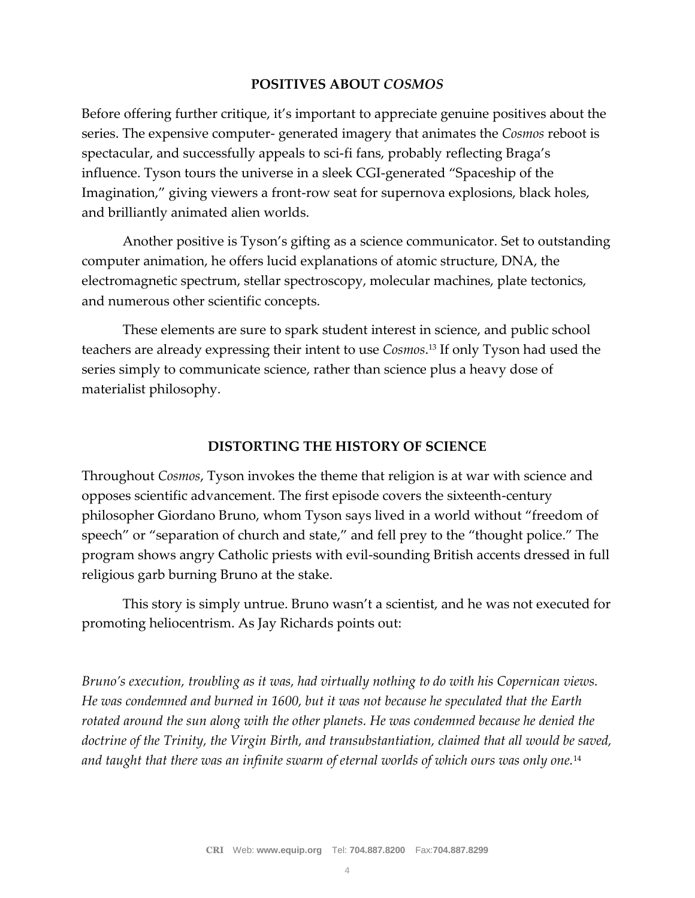## POSITIVES ABOUT *COSMOS*

Before offering further critique, it's important to appreciate genuine positives about the series. The expensive computer- generated imagery that animates the *Cosmos* reboot is spectacular, and successfully appeals to sci-fi fans, probably reflecting Braga's influence. Tyson tours the universe in a sleek CGI-generated "Spaceship of the Imagination," giving viewers a front-row seat for supernova explosions, black holes, and brilliantly animated alien worlds.

Another positive is Tyson's gifting as a science communicator. Set to outstanding computer animation, he offers lucid explanations of atomic structure, DNA, the electromagnetic spectrum, stellar spectroscopy, molecular machines, plate tectonics, and numerous other scientific concepts.

These elements are sure to spark student interest in science, and public school teachers are already expressing their intent to use *Cosmos*.[13] If only Tyson had used the series simply to communicate science, rather than science plus a heavy dose of materialist philosophy.

## DISTORTING THE HISTORY OF SCIENCE

Throughout *Cosmos*, Tyson invokes the theme that religion is at war with science and opposes scientific advancement. The first episode covers the sixteenth-century philosopher Giordano Bruno, whom Tyson says lived in a world without "freedom of speech" or "separation of church and state," and fell prey to the "thought police." The program shows angry Catholic priests with evil-sounding British accents dressed in full religious garb burning Bruno at the stake.

This story is simply untrue. Bruno wasn't a scientist, and he was not executed for promoting heliocentrism. As Jay Richards points out:

*Bruno's execution, troubling as it was, had virtually nothing to do with his Copernican views. He was condemned and burned in 1600, but it was not because he speculated that the Earth rotated around the sun along with the other planets. He was condemned because he denied the doctrine of the Trinity, the Virgin Birth, and transubstantiation, claimed that all would be saved, and taught that there was an infinite swarm of eternal worlds of which ours was only one.*[14]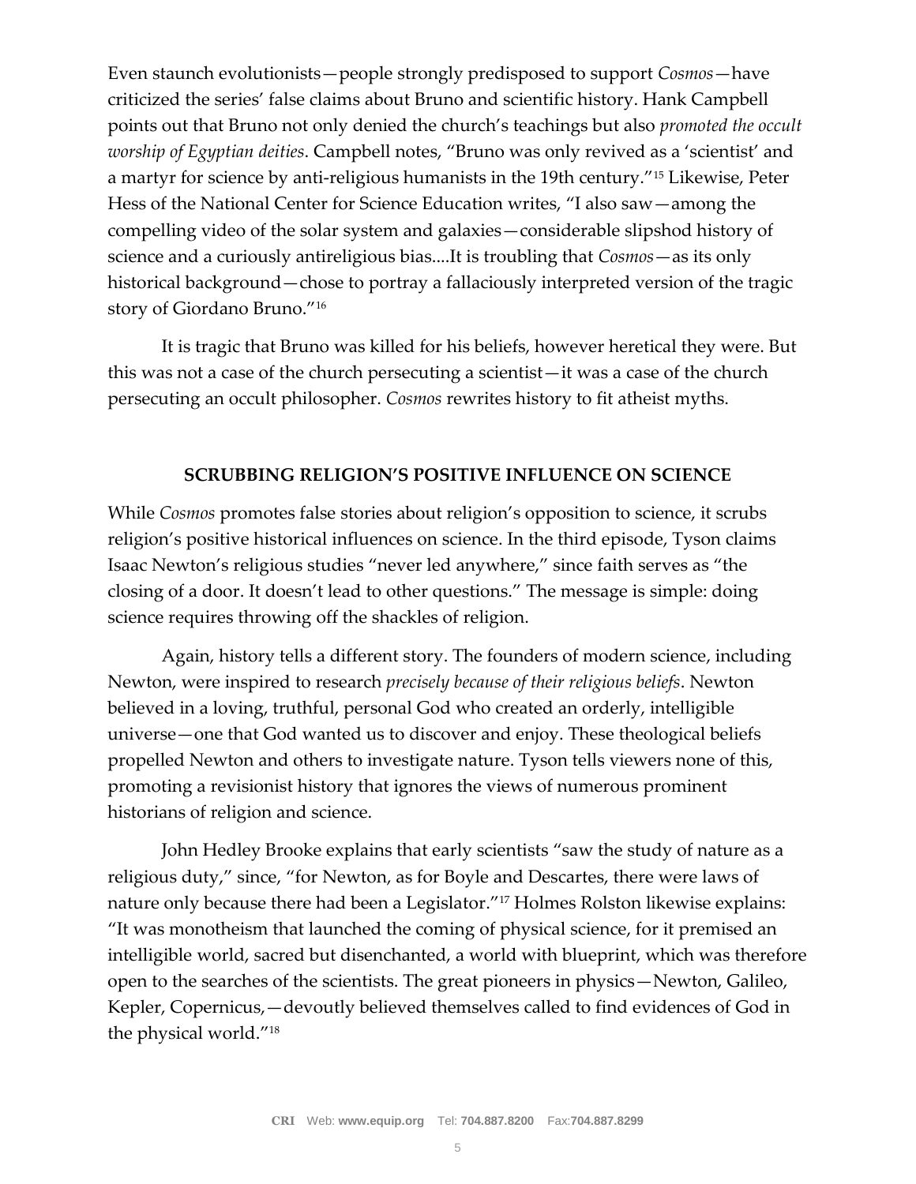Even staunch evolutionists—people strongly predisposed to support *Cosmos*—have criticized the series' false claims about Bruno and scientific history. Hank Campbell points out that Bruno not only denied the church's teachings but also *promoted the occult worship of Egyptian deities*. Campbell notes, "Bruno was only revived as a 'scientist' and a martyr for science by anti-religious humanists in the 19th century."[15] Likewise, Peter Hess of the National Center for Science Education writes, "I also saw—among the compelling video of the solar system and galaxies—considerable slipshod history of science and a curiously antireligious bias....It is troubling that *Cosmos*—as its only historical background—chose to portray a fallaciously interpreted version of the tragic story of Giordano Bruno."[16]

It is tragic that Bruno was killed for his beliefs, however heretical they were. But this was not a case of the church persecuting a scientist—it was a case of the church persecuting an occult philosopher. *Cosmos* rewrites history to fit atheist myths.

## SCRUBBING RELIGION'S POSITIVE INFLUENCE ON SCIENCE

While *Cosmos* promotes false stories about religion's opposition to science, it scrubs religion's positive historical influences on science. In the third episode, Tyson claims Isaac Newton's religious studies "never led anywhere," since faith serves as "the closing of a door. It doesn't lead to other questions." The message is simple: doing science requires throwing off the shackles of religion.

Again, history tells a different story. The founders of modern science, including Newton, were inspired to research *precisely because of their religious beliefs*. Newton believed in a loving, truthful, personal God who created an orderly, intelligible universe—one that God wanted us to discover and enjoy. These theological beliefs propelled Newton and others to investigate nature. Tyson tells viewers none of this, promoting a revisionist history that ignores the views of numerous prominent historians of religion and science.

John Hedley Brooke explains that early scientists "saw the study of nature as a religious duty," since, "for Newton, as for Boyle and Descartes, there were laws of nature only because there had been a Legislator."[17] Holmes Rolston likewise explains: "It was monotheism that launched the coming of physical science, for it premised an intelligible world, sacred but disenchanted, a world with blueprint, which was therefore open to the searches of the scientists. The great pioneers in physics—Newton, Galileo, Kepler, Copernicus,—devoutly believed themselves called to find evidences of God in the physical world."[18]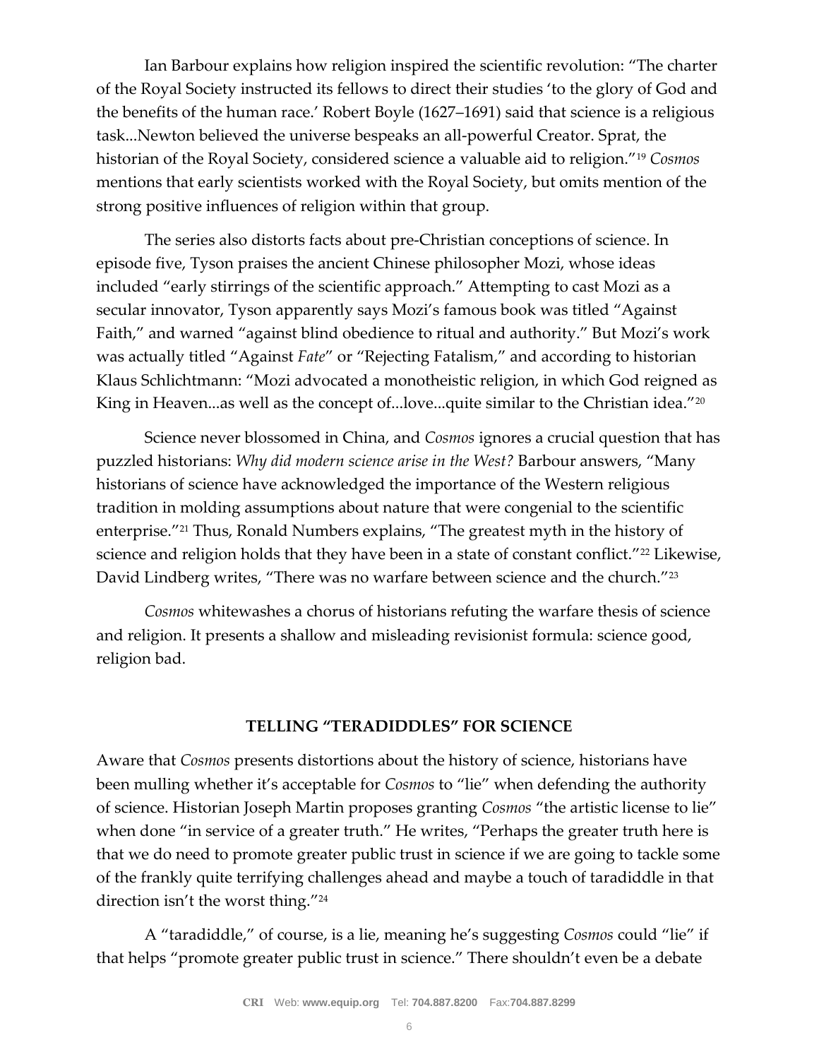Ian Barbour explains how religion inspired the scientific revolution: "The charter of the Royal Society instructed its fellows to direct their studies 'to the glory of God and the benefits of the human race.' Robert Boyle (1627–1691) said that science is a religious task...Newton believed the universe bespeaks an all-powerful Creator. Sprat, the historian of the Royal Society, considered science a valuable aid to religion."[19] *Cosmos* mentions that early scientists worked with the Royal Society, but omits mention of the strong positive influences of religion within that group.

The series also distorts facts about pre-Christian conceptions of science. In episode five, Tyson praises the ancient Chinese philosopher Mozi, whose ideas included "early stirrings of the scientific approach." Attempting to cast Mozi as a secular innovator, Tyson apparently says Mozi's famous book was titled "Against Faith," and warned "against blind obedience to ritual and authority." But Mozi's work was actually titled "Against *Fate*" or "Rejecting Fatalism," and according to historian Klaus Schlichtmann: "Mozi advocated a monotheistic religion, in which God reigned as King in Heaven...as well as the concept of...love...quite similar to the Christian idea."[20]

Science never blossomed in China, and *Cosmos* ignores a crucial question that has puzzled historians: *Why did modern science arise in the West?* Barbour answers, "Many historians of science have acknowledged the importance of the Western religious tradition in molding assumptions about nature that were congenial to the scientific enterprise."[21] Thus, Ronald Numbers explains, "The greatest myth in the history of science and religion holds that they have been in a state of constant conflict."[22] Likewise, David Lindberg writes, "There was no warfare between science and the church."[23]

*Cosmos* whitewashes a chorus of historians refuting the warfare thesis of science and religion. It presents a shallow and misleading revisionist formula: science good, religion bad.

## TELLING "TERADIDDLES" FOR SCIENCE

Aware that *Cosmos* presents distortions about the history of science, historians have been mulling whether it's acceptable for *Cosmos* to "lie" when defending the authority of science. Historian Joseph Martin proposes granting *Cosmos* "the artistic license to lie" when done "in service of a greater truth." He writes, "Perhaps the greater truth here is that we do need to promote greater public trust in science if we are going to tackle some of the frankly quite terrifying challenges ahead and maybe a touch of taradiddle in that direction isn't the worst thing."[24]

A "taradiddle," of course, is a lie, meaning he's suggesting *Cosmos* could "lie" if that helps "promote greater public trust in science." There shouldn't even be a debate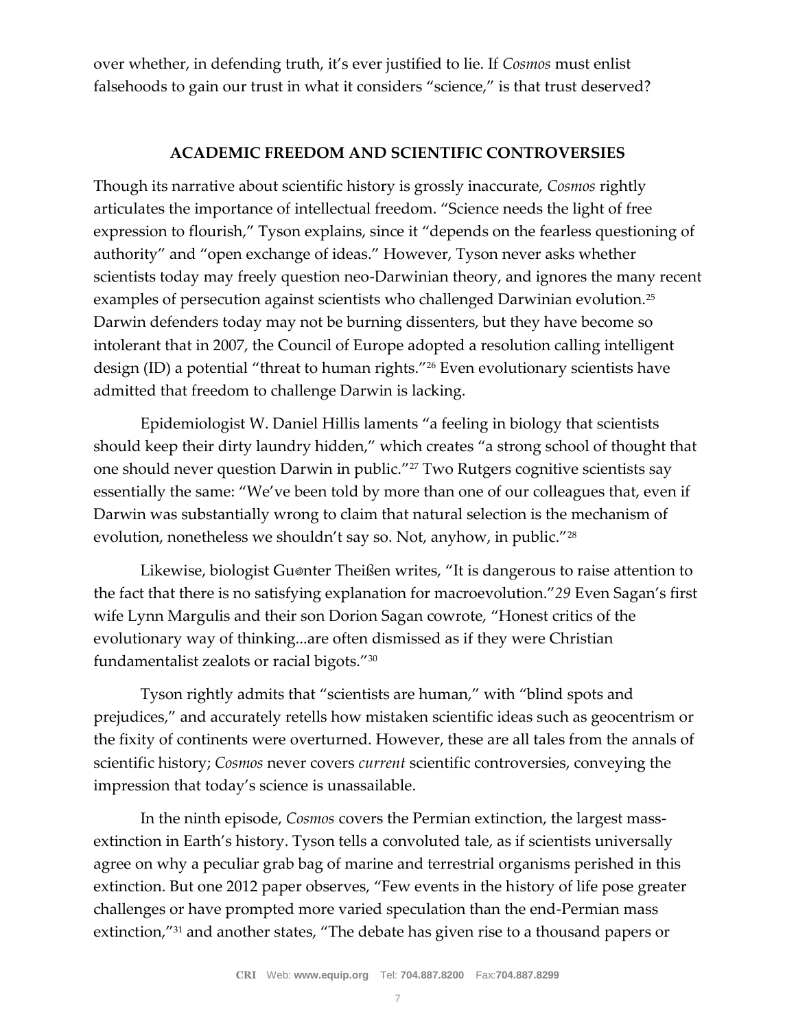over whether, in defending truth, it's ever justified to lie. If *Cosmos* must enlist falsehoods to gain our trust in what it considers "science," is that trust deserved?

## ACADEMIC FREEDOM AND SCIENTIFIC CONTROVERSIES

Though its narrative about scientific history is grossly inaccurate, *Cosmos* rightly articulates the importance of intellectual freedom. "Science needs the light of free expression to flourish," Tyson explains, since it "depends on the fearless questioning of authority" and "open exchange of ideas." However, Tyson never asks whether scientists today may freely question neo-Darwinian theory, and ignores the many recent examples of persecution against scientists who challenged Darwinian evolution.[25] Darwin defenders today may not be burning dissenters, but they have become so intolerant that in 2007, the Council of Europe adopted a resolution calling intelligent design (ID) a potential "threat to human rights."[26] Even evolutionary scientists have admitted that freedom to challenge Darwin is lacking.

Epidemiologist W. Daniel Hillis laments "a feeling in biology that scientists should keep their dirty laundry hidden," which creates "a strong school of thought that one should never question Darwin in public."[27] Two Rutgers cognitive scientists say essentially the same: "We've been told by more than one of our colleagues that, even if Darwin was substantially wrong to claim that natural selection is the mechanism of evolution, nonetheless we shouldn't say so. Not, anyhow, in public."[28]

Likewise, biologist Gu◎nter Theißen writes, "It is dangerous to raise attention to the fact that there is no satisfying explanation for macroevolution."*29* Even Sagan's first wife Lynn Margulis and their son Dorion Sagan cowrote, "Honest critics of the evolutionary way of thinking...are often dismissed as if they were Christian fundamentalist zealots or racial bigots."[30]

Tyson rightly admits that "scientists are human," with "blind spots and prejudices," and accurately retells how mistaken scientific ideas such as geocentrism or the fixity of continents were overturned. However, these are all tales from the annals of scientific history; *Cosmos* never covers *current* scientific controversies, conveying the impression that today's science is unassailable.

In the ninth episode, *Cosmos* covers the Permian extinction, the largest mass-extinction in Earth's history. Tyson tells a convoluted tale, as if scientists universally agree on why a peculiar grab bag of marine and terrestrial organisms perished in this extinction. But one 2012 paper observes, "Few events in the history of life pose greater challenges or have prompted more varied speculation than the end-Permian mass extinction,"[31] and another states, "The debate has given rise to a thousand papers or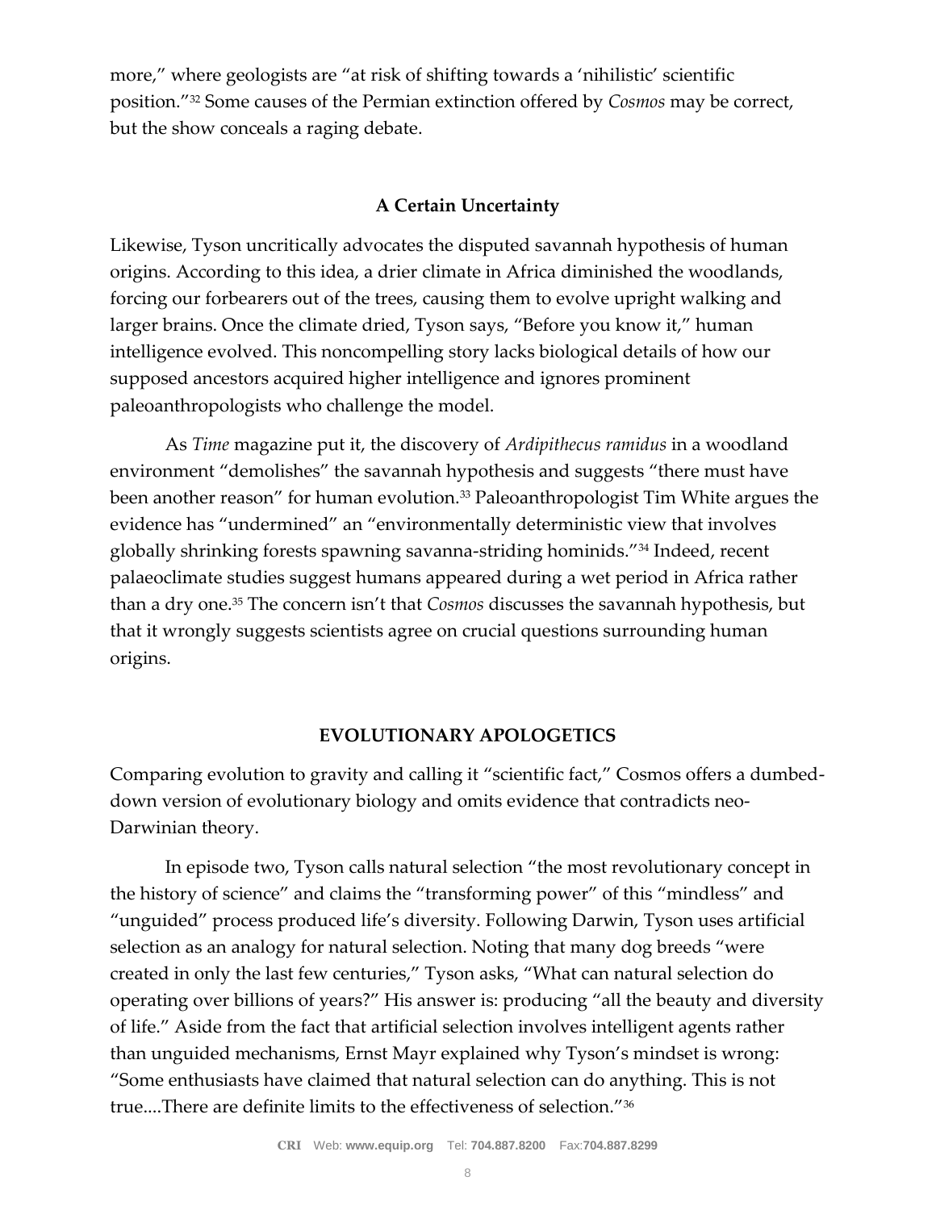more," where geologists are "at risk of shifting towards a 'nihilistic' scientific position."[32] Some causes of the Permian extinction offered by *Cosmos* may be correct, but the show conceals a raging debate.

### A Certain Uncertainty

Likewise, Tyson uncritically advocates the disputed savannah hypothesis of human origins. According to this idea, a drier climate in Africa diminished the woodlands, forcing our forbearers out of the trees, causing them to evolve upright walking and larger brains. Once the climate dried, Tyson says, "Before you know it," human intelligence evolved. This noncompelling story lacks biological details of how our supposed ancestors acquired higher intelligence and ignores prominent paleoanthropologists who challenge the model.

As *Time* magazine put it, the discovery of *Ardipithecus ramidus* in a woodland environment "demolishes" the savannah hypothesis and suggests "there must have been another reason" for human evolution.[33] Paleoanthropologist Tim White argues the evidence has "undermined" an "environmentally deterministic view that involves globally shrinking forests spawning savanna-striding hominids."[34] Indeed, recent palaeoclimate studies suggest humans appeared during a wet period in Africa rather than a dry one.[35] The concern isn't that *Cosmos* discusses the savannah hypothesis, but that it wrongly suggests scientists agree on crucial questions surrounding human origins.

## EVOLUTIONARY APOLOGETICS

Comparing evolution to gravity and calling it "scientific fact," Cosmos offers a dumbed-down version of evolutionary biology and omits evidence that contradicts neo-Darwinian theory.

In episode two, Tyson calls natural selection "the most revolutionary concept in the history of science" and claims the "transforming power" of this "mindless" and "unguided" process produced life's diversity. Following Darwin, Tyson uses artificial selection as an analogy for natural selection. Noting that many dog breeds "were created in only the last few centuries," Tyson asks, "What can natural selection do operating over billions of years?" His answer is: producing "all the beauty and diversity of life." Aside from the fact that artificial selection involves intelligent agents rather than unguided mechanisms, Ernst Mayr explained why Tyson's mindset is wrong: "Some enthusiasts have claimed that natural selection can do anything. This is not true....There are definite limits to the effectiveness of selection."[36]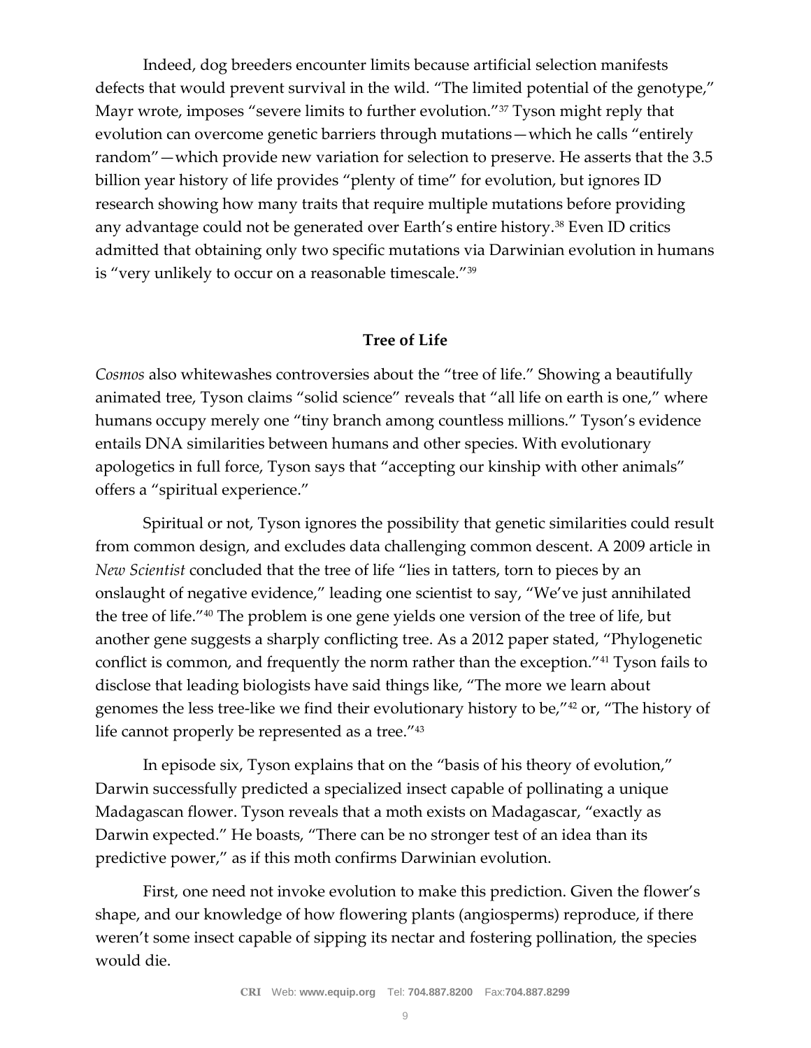Indeed, dog breeders encounter limits because artificial selection manifests defects that would prevent survival in the wild. "The limited potential of the genotype," Mayr wrote, imposes "severe limits to further evolution."[37] Tyson might reply that evolution can overcome genetic barriers through mutations—which he calls "entirely random"—which provide new variation for selection to preserve. He asserts that the 3.5 billion year history of life provides "plenty of time" for evolution, but ignores ID research showing how many traits that require multiple mutations before providing any advantage could not be generated over Earth's entire history.[38] Even ID critics admitted that obtaining only two specific mutations via Darwinian evolution in humans is "very unlikely to occur on a reasonable timescale."[39]

### Tree of Life

*Cosmos* also whitewashes controversies about the "tree of life." Showing a beautifully animated tree, Tyson claims "solid science" reveals that "all life on earth is one," where humans occupy merely one "tiny branch among countless millions." Tyson's evidence entails DNA similarities between humans and other species. With evolutionary apologetics in full force, Tyson says that "accepting our kinship with other animals" offers a "spiritual experience."

Spiritual or not, Tyson ignores the possibility that genetic similarities could result from common design, and excludes data challenging common descent. A 2009 article in *New Scientist* concluded that the tree of life "lies in tatters, torn to pieces by an onslaught of negative evidence," leading one scientist to say, "We've just annihilated the tree of life."[40] The problem is one gene yields one version of the tree of life, but another gene suggests a sharply conflicting tree. As a 2012 paper stated, "Phylogenetic conflict is common, and frequently the norm rather than the exception."[41] Tyson fails to disclose that leading biologists have said things like, "The more we learn about genomes the less tree-like we find their evolutionary history to be,"[42] or, "The history of life cannot properly be represented as a tree."[43]

In episode six, Tyson explains that on the "basis of his theory of evolution," Darwin successfully predicted a specialized insect capable of pollinating a unique Madagascan flower. Tyson reveals that a moth exists on Madagascar, "exactly as Darwin expected." He boasts, "There can be no stronger test of an idea than its predictive power," as if this moth confirms Darwinian evolution.

First, one need not invoke evolution to make this prediction. Given the flower's shape, and our knowledge of how flowering plants (angiosperms) reproduce, if there weren't some insect capable of sipping its nectar and fostering pollination, the species would die.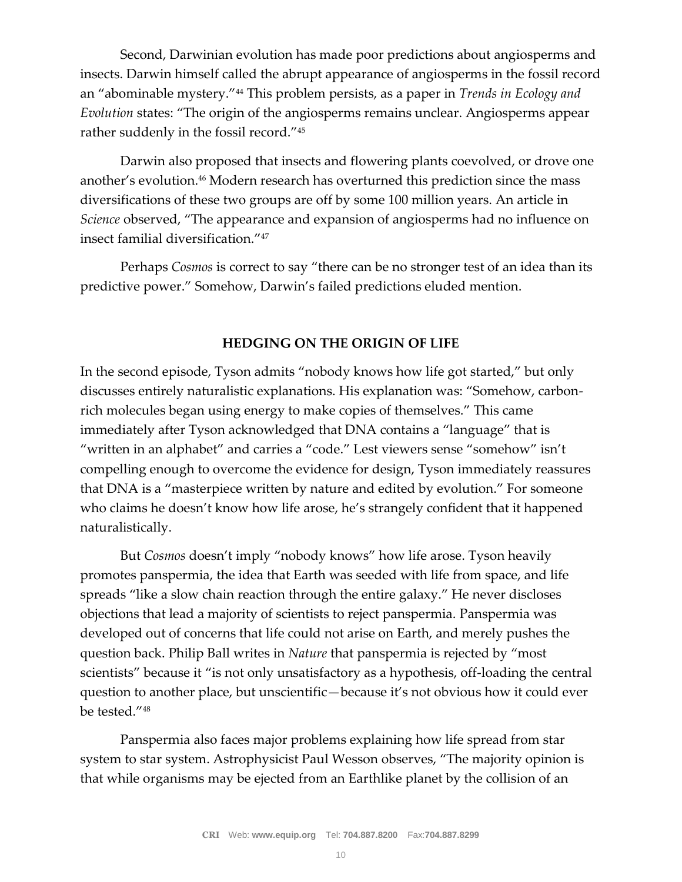Second, Darwinian evolution has made poor predictions about angiosperms and insects. Darwin himself called the abrupt appearance of angiosperms in the fossil record an "abominable mystery."[44] This problem persists, as a paper in *Trends in Ecology and Evolution* states: "The origin of the angiosperms remains unclear. Angiosperms appear rather suddenly in the fossil record."[45]

Darwin also proposed that insects and flowering plants coevolved, or drove one another's evolution.[46] Modern research has overturned this prediction since the mass diversifications of these two groups are off by some 100 million years. An article in *Science* observed, "The appearance and expansion of angiosperms had no influence on insect familial diversification."[47]

Perhaps *Cosmos* is correct to say "there can be no stronger test of an idea than its predictive power." Somehow, Darwin's failed predictions eluded mention.

## HEDGING ON THE ORIGIN OF LIFE

In the second episode, Tyson admits "nobody knows how life got started," but only discusses entirely naturalistic explanations. His explanation was: "Somehow, carbon-rich molecules began using energy to make copies of themselves." This came immediately after Tyson acknowledged that DNA contains a "language" that is "written in an alphabet" and carries a "code." Lest viewers sense "somehow" isn't compelling enough to overcome the evidence for design, Tyson immediately reassures that DNA is a "masterpiece written by nature and edited by evolution." For someone who claims he doesn't know how life arose, he's strangely confident that it happened naturalistically.

But *Cosmos* doesn't imply "nobody knows" how life arose. Tyson heavily promotes panspermia, the idea that Earth was seeded with life from space, and life spreads "like a slow chain reaction through the entire galaxy." He never discloses objections that lead a majority of scientists to reject panspermia. Panspermia was developed out of concerns that life could not arise on Earth, and merely pushes the question back. Philip Ball writes in *Nature* that panspermia is rejected by "most scientists" because it "is not only unsatisfactory as a hypothesis, off-loading the central question to another place, but unscientific—because it's not obvious how it could ever be tested."[48]

Panspermia also faces major problems explaining how life spread from star system to star system. Astrophysicist Paul Wesson observes, "The majority opinion is that while organisms may be ejected from an Earthlike planet by the collision of an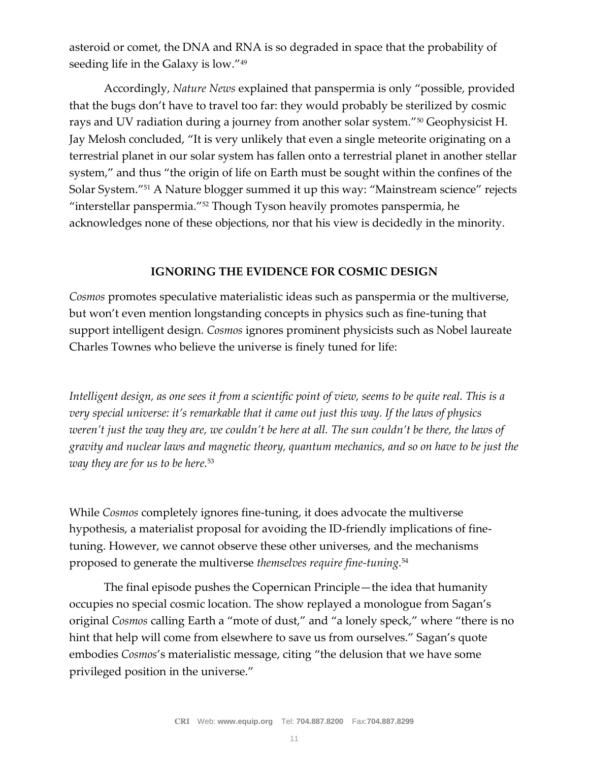asteroid or comet, the DNA and RNA is so degraded in space that the probability of seeding life in the Galaxy is low."[49]

Accordingly, *Nature News* explained that panspermia is only "possible, provided that the bugs don't have to travel too far: they would probably be sterilized by cosmic rays and UV radiation during a journey from another solar system."[50] Geophysicist H. Jay Melosh concluded, "It is very unlikely that even a single meteorite originating on a terrestrial planet in our solar system has fallen onto a terrestrial planet in another stellar system," and thus "the origin of life on Earth must be sought within the confines of the Solar System."[51] A Nature blogger summed it up this way: "Mainstream science" rejects "interstellar panspermia."[52] Though Tyson heavily promotes panspermia, he acknowledges none of these objections, nor that his view is decidedly in the minority.

## IGNORING THE EVIDENCE FOR COSMIC DESIGN

*Cosmos* promotes speculative materialistic ideas such as panspermia or the multiverse, but won't even mention longstanding concepts in physics such as fine-tuning that support intelligent design. *Cosmos* ignores prominent physicists such as Nobel laureate Charles Townes who believe the universe is finely tuned for life:

> *Intelligent design, as one sees it from a scientific point of view, seems to be quite real. This is a very special universe: it's remarkable that it came out just this way. If the laws of physics weren't just the way they are, we couldn't be here at all. The sun couldn't be there, the laws of gravity and nuclear laws and magnetic theory, quantum mechanics, and so on have to be just the way they are for us to be here.*[53]

While *Cosmos* completely ignores fine-tuning, it does advocate the multiverse hypothesis, a materialist proposal for avoiding the ID-friendly implications of fine-tuning. However, we cannot observe these other universes, and the mechanisms proposed to generate the multiverse *themselves require fine-tuning*.[54]

The final episode pushes the Copernican Principle—the idea that humanity occupies no special cosmic location. The show replayed a monologue from Sagan's original *Cosmos* calling Earth a "mote of dust," and "a lonely speck," where "there is no hint that help will come from elsewhere to save us from ourselves." Sagan's quote embodies *Cosmos*'s materialistic message, citing "the delusion that we have some privileged position in the universe."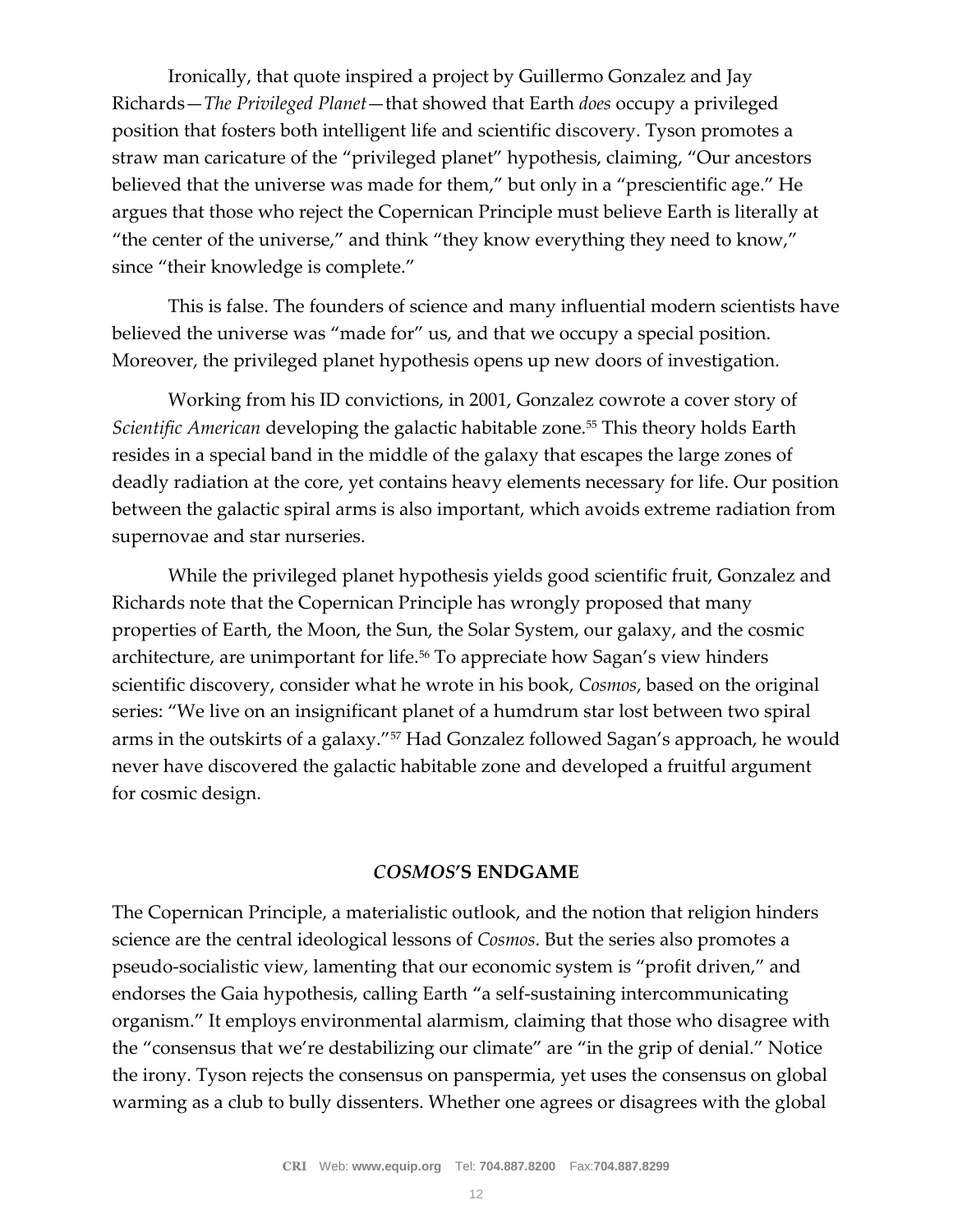Ironically, that quote inspired a project by Guillermo Gonzalez and Jay Richards—*The Privileged Planet*—that showed that Earth *does* occupy a privileged position that fosters both intelligent life and scientific discovery. Tyson promotes a straw man caricature of the "privileged planet" hypothesis, claiming, "Our ancestors believed that the universe was made for them," but only in a "prescientific age." He argues that those who reject the Copernican Principle must believe Earth is literally at "the center of the universe," and think "they know everything they need to know," since "their knowledge is complete."

This is false. The founders of science and many influential modern scientists have believed the universe was "made for" us, and that we occupy a special position. Moreover, the privileged planet hypothesis opens up new doors of investigation.

Working from his ID convictions, in 2001, Gonzalez cowrote a cover story of *Scientific American* developing the galactic habitable zone.[55] This theory holds Earth resides in a special band in the middle of the galaxy that escapes the large zones of deadly radiation at the core, yet contains heavy elements necessary for life. Our position between the galactic spiral arms is also important, which avoids extreme radiation from supernovae and star nurseries.

While the privileged planet hypothesis yields good scientific fruit, Gonzalez and Richards note that the Copernican Principle has wrongly proposed that many properties of Earth, the Moon, the Sun, the Solar System, our galaxy, and the cosmic architecture, are unimportant for life.[56] To appreciate how Sagan's view hinders scientific discovery, consider what he wrote in his book, *Cosmos*, based on the original series: "We live on an insignificant planet of a humdrum star lost between two spiral arms in the outskirts of a galaxy."[57] Had Gonzalez followed Sagan's approach, he would never have discovered the galactic habitable zone and developed a fruitful argument for cosmic design.

## *COSMOS*'S ENDGAME

The Copernican Principle, a materialistic outlook, and the notion that religion hinders science are the central ideological lessons of *Cosmos*. But the series also promotes a pseudo-socialistic view, lamenting that our economic system is "profit driven," and endorses the Gaia hypothesis, calling Earth "a self-sustaining intercommunicating organism." It employs environmental alarmism, claiming that those who disagree with the "consensus that we're destabilizing our climate" are "in the grip of denial." Notice the irony. Tyson rejects the consensus on panspermia, yet uses the consensus on global warming as a club to bully dissenters. Whether one agrees or disagrees with the global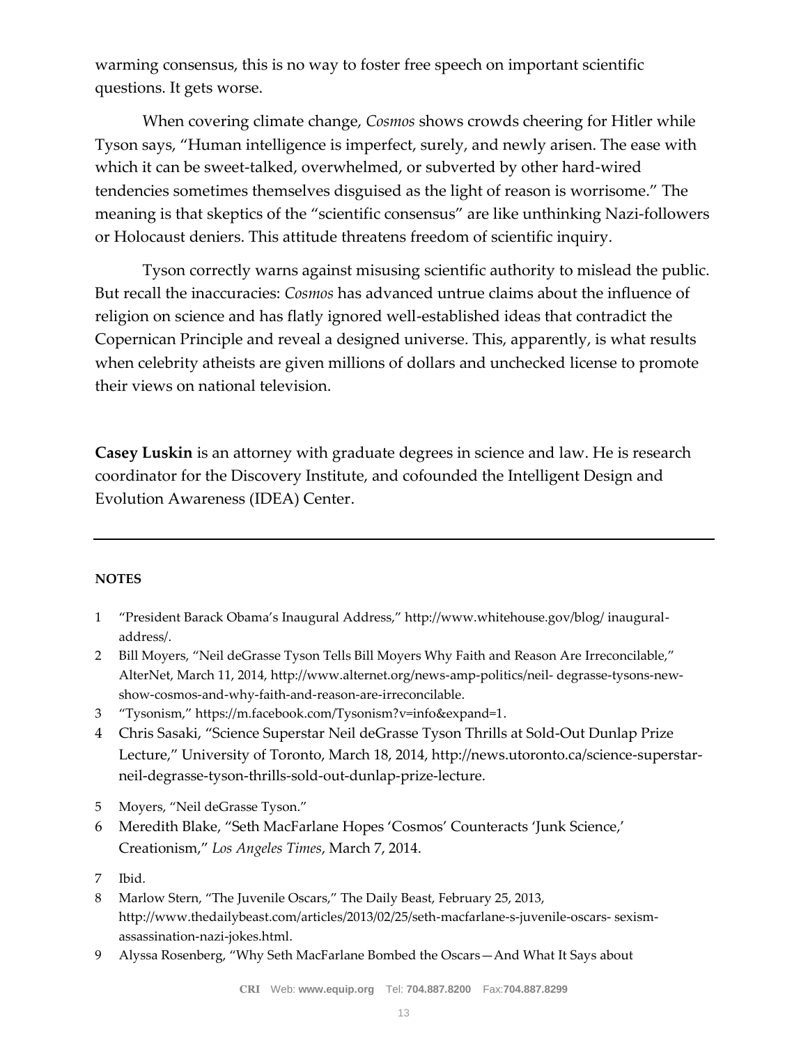warming consensus, this is no way to foster free speech on important scientific questions. It gets worse.

When covering climate change, *Cosmos* shows crowds cheering for Hitler while Tyson says, "Human intelligence is imperfect, surely, and newly arisen. The ease with which it can be sweet-talked, overwhelmed, or subverted by other hard-wired tendencies sometimes themselves disguised as the light of reason is worrisome." The meaning is that skeptics of the "scientific consensus" are like unthinking Nazi-followers or Holocaust deniers. This attitude threatens freedom of scientific inquiry.

Tyson correctly warns against misusing scientific authority to mislead the public. But recall the inaccuracies: *Cosmos* has advanced untrue claims about the influence of religion on science and has flatly ignored well-established ideas that contradict the Copernican Principle and reveal a designed universe. This, apparently, is what results when celebrity atheists are given millions of dollars and unchecked license to promote their views on national television.

**Casey Luskin** is an attorney with graduate degrees in science and law. He is research coordinator for the Discovery Institute, and cofounded the Intelligent Design and Evolution Awareness (IDEA) Center.

---

**NOTES**

1. "President Barack Obama's Inaugural Address," http://www.whitehouse.gov/blog/ inaugural-address/.
2. Bill Moyers, "Neil deGrasse Tyson Tells Bill Moyers Why Faith and Reason Are Irreconcilable," AlterNet, March 11, 2014, http://www.alternet.org/news-amp-politics/neil- degrasse-tysons-new-show-cosmos-and-why-faith-and-reason-are-irreconcilable.
3. "Tysonism," https://m.facebook.com/Tysonism?v=info&expand=1.
4. Chris Sasaki, "Science Superstar Neil deGrasse Tyson Thrills at Sold-Out Dunlap Prize Lecture," University of Toronto, March 18, 2014, http://news.utoronto.ca/science-superstar-neil-degrasse-tyson-thrills-sold-out-dunlap-prize-lecture.
5. Moyers, "Neil deGrasse Tyson."
6. Meredith Blake, "Seth MacFarlane Hopes 'Cosmos' Counteracts 'Junk Science,' Creationism," *Los Angeles Times*, March 7, 2014.
7. Ibid.
8. Marlow Stern, "The Juvenile Oscars," The Daily Beast, February 25, 2013, http://www.thedailybeast.com/articles/2013/02/25/seth-macfarlane-s-juvenile-oscars- sexism-assassination-nazi-jokes.html.
9. Alyssa Rosenberg, "Why Seth MacFarlane Bombed the Oscars—And What It Says about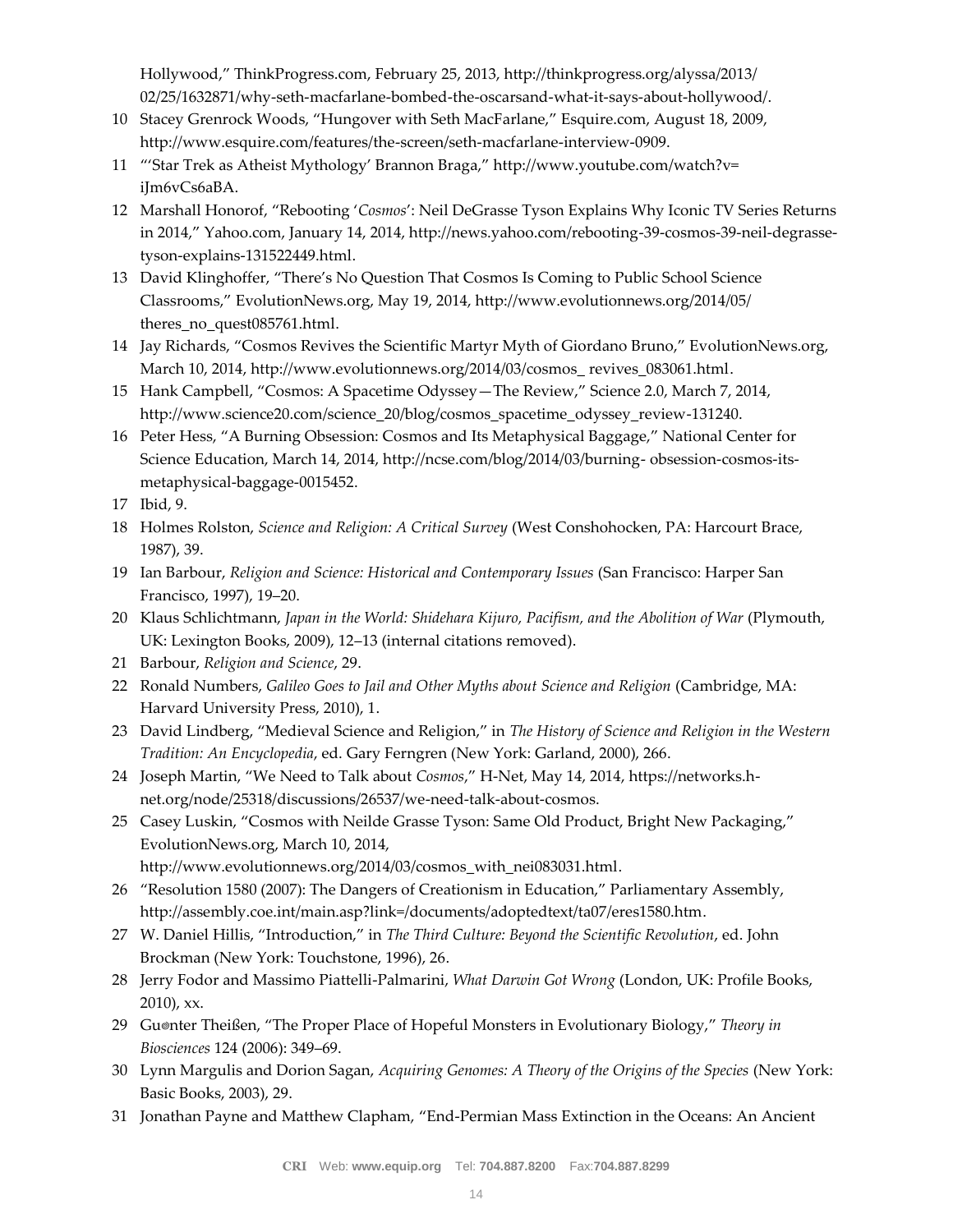Hollywood," ThinkProgress.com, February 25, 2013, http://thinkprogress.org/alyssa/2013/02/25/1632871/why-seth-macfarlane-bombed-the-oscarsand-what-it-says-about-hollywood/.

10 Stacey Grenrock Woods, "Hungover with Seth MacFarlane," Esquire.com, August 18, 2009, http://www.esquire.com/features/the-screen/seth-macfarlane-interview-0909.

11 "'Star Trek as Atheist Mythology' Brannon Braga," http://www.youtube.com/watch?v=iJm6vCs6aBA.

12 Marshall Honorof, "Rebooting '*Cosmos*': Neil DeGrasse Tyson Explains Why Iconic TV Series Returns in 2014," Yahoo.com, January 14, 2014, http://news.yahoo.com/rebooting-39-cosmos-39-neil-degrasse-tyson-explains-131522449.html.

13 David Klinghoffer, "There's No Question That Cosmos Is Coming to Public School Science Classrooms," EvolutionNews.org, May 19, 2014, http://www.evolutionnews.org/2014/05/theres_no_quest085761.html.

14 Jay Richards, "Cosmos Revives the Scientific Martyr Myth of Giordano Bruno," EvolutionNews.org, March 10, 2014, http://www.evolutionnews.org/2014/03/cosmos_ revives_083061.html.

15 Hank Campbell, "Cosmos: A Spacetime Odyssey—The Review," Science 2.0, March 7, 2014, http://www.science20.com/science_20/blog/cosmos_spacetime_odyssey_review-131240.

16 Peter Hess, "A Burning Obsession: Cosmos and Its Metaphysical Baggage," National Center for Science Education, March 14, 2014, http://ncse.com/blog/2014/03/burning- obsession-cosmos-its-metaphysical-baggage-0015452.

17 Ibid, 9.

18 Holmes Rolston, *Science and Religion: A Critical Survey* (West Conshohocken, PA: Harcourt Brace, 1987), 39.

19 Ian Barbour, *Religion and Science: Historical and Contemporary Issues* (San Francisco: Harper San Francisco, 1997), 19–20.

20 Klaus Schlichtmann, *Japan in the World: Shidehara Kijuro, Pacifism, and the Abolition of War* (Plymouth, UK: Lexington Books, 2009), 12–13 (internal citations removed).

21 Barbour, *Religion and Science*, 29.

22 Ronald Numbers, *Galileo Goes to Jail and Other Myths about Science and Religion* (Cambridge, MA: Harvard University Press, 2010), 1.

23 David Lindberg, "Medieval Science and Religion," in *The History of Science and Religion in the Western Tradition: An Encyclopedia*, ed. Gary Ferngren (New York: Garland, 2000), 266.

24 Joseph Martin, "We Need to Talk about *Cosmos*," H-Net, May 14, 2014, https://networks.h-net.org/node/25318/discussions/26537/we-need-talk-about-cosmos.

25 Casey Luskin, "Cosmos with Neilde Grasse Tyson: Same Old Product, Bright New Packaging," EvolutionNews.org, March 10, 2014, http://www.evolutionnews.org/2014/03/cosmos_with_nei083031.html.

26 "Resolution 1580 (2007): The Dangers of Creationism in Education," Parliamentary Assembly, http://assembly.coe.int/main.asp?link=/documents/adoptedtext/ta07/eres1580.htm.

27 W. Daniel Hillis, "Introduction," in *The Third Culture: Beyond the Scientific Revolution*, ed. John Brockman (New York: Touchstone, 1996), 26.

28 Jerry Fodor and Massimo Piattelli-Palmarini, *What Darwin Got Wrong* (London, UK: Profile Books, 2010), xx.

29 Gu◎nter Theißen, "The Proper Place of Hopeful Monsters in Evolutionary Biology," *Theory in Biosciences* 124 (2006): 349–69.

30 Lynn Margulis and Dorion Sagan, *Acquiring Genomes: A Theory of the Origins of the Species* (New York: Basic Books, 2003), 29.

31 Jonathan Payne and Matthew Clapham, "End-Permian Mass Extinction in the Oceans: An Ancient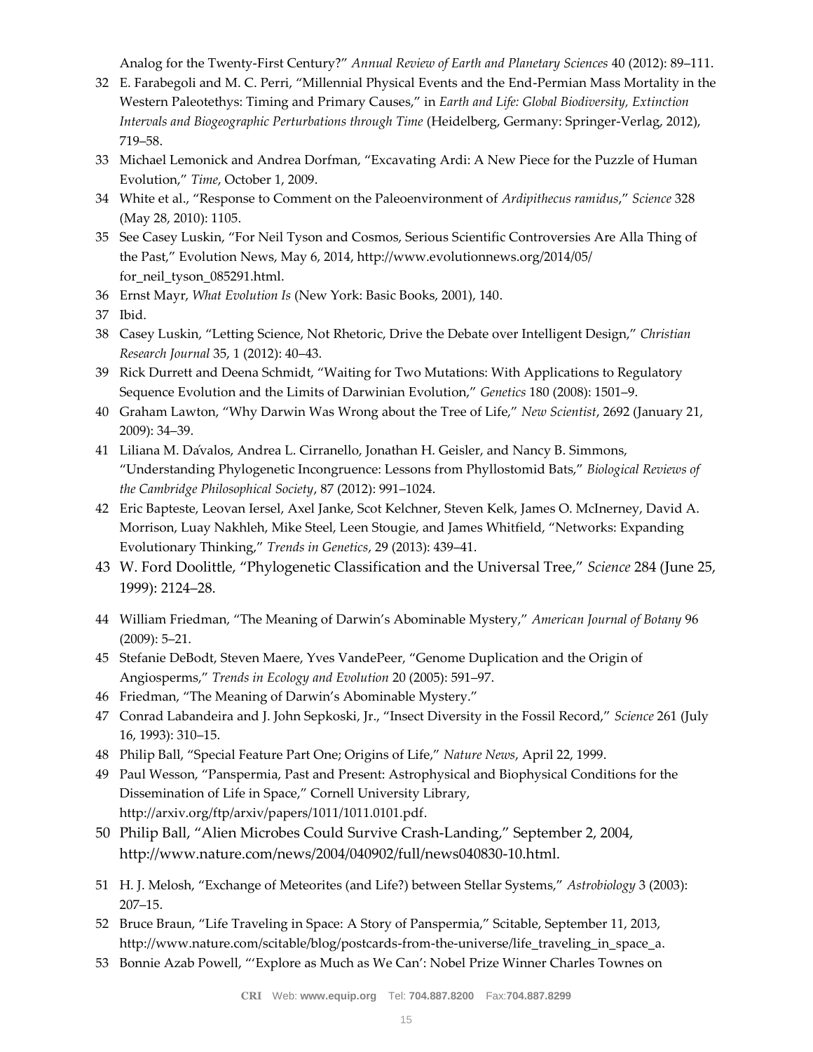Analog for the Twenty-First Century?" *Annual Review of Earth and Planetary Sciences* 40 (2012): 89–111.

32 E. Farabegoli and M. C. Perri, "Millennial Physical Events and the End-Permian Mass Mortality in the Western Paleotethys: Timing and Primary Causes," in *Earth and Life: Global Biodiversity, Extinction Intervals and Biogeographic Perturbations through Time* (Heidelberg, Germany: Springer-Verlag, 2012), 719–58.

33 Michael Lemonick and Andrea Dorfman, "Excavating Ardi: A New Piece for the Puzzle of Human Evolution," *Time*, October 1, 2009.

34 White et al., "Response to Comment on the Paleoenvironment of *Ardipithecus ramidus*," *Science* 328 (May 28, 2010): 1105.

35 See Casey Luskin, "For Neil Tyson and Cosmos, Serious Scientific Controversies Are Alla Thing of the Past," Evolution News, May 6, 2014, http://www.evolutionnews.org/2014/05/for_neil_tyson_085291.html.

36 Ernst Mayr, *What Evolution Is* (New York: Basic Books, 2001), 140.

37 Ibid.

38 Casey Luskin, "Letting Science, Not Rhetoric, Drive the Debate over Intelligent Design," *Christian Research Journal* 35, 1 (2012): 40–43.

39 Rick Durrett and Deena Schmidt, "Waiting for Two Mutations: With Applications to Regulatory Sequence Evolution and the Limits of Darwinian Evolution," *Genetics* 180 (2008): 1501–9.

40 Graham Lawton, "Why Darwin Was Wrong about the Tree of Life," *New Scientist*, 2692 (January 21, 2009): 34–39.

41 Liliana M. Da̕valos, Andrea L. Cirranello, Jonathan H. Geisler, and Nancy B. Simmons, "Understanding Phylogenetic Incongruence: Lessons from Phyllostomid Bats," *Biological Reviews of the Cambridge Philosophical Society*, 87 (2012): 991–1024.

42 Eric Bapteste, Leovan Iersel, Axel Janke, Scot Kelchner, Steven Kelk, James O. McInerney, David A. Morrison, Luay Nakhleh, Mike Steel, Leen Stougie, and James Whitfield, "Networks: Expanding Evolutionary Thinking," *Trends in Genetics*, 29 (2013): 439–41.

43 W. Ford Doolittle, "Phylogenetic Classification and the Universal Tree," *Science* 284 (June 25, 1999): 2124–28.

44 William Friedman, "The Meaning of Darwin's Abominable Mystery," *American Journal of Botany* 96 (2009): 5–21.

45 Stefanie DeBodt, Steven Maere, Yves VandePeer, "Genome Duplication and the Origin of Angiosperms," *Trends in Ecology and Evolution* 20 (2005): 591–97.

46 Friedman, "The Meaning of Darwin's Abominable Mystery."

47 Conrad Labandeira and J. John Sepkoski, Jr., "Insect Diversity in the Fossil Record," *Science* 261 (July 16, 1993): 310–15.

48 Philip Ball, "Special Feature Part One; Origins of Life," *Nature News*, April 22, 1999.

49 Paul Wesson, "Panspermia, Past and Present: Astrophysical and Biophysical Conditions for the Dissemination of Life in Space," Cornell University Library, http://arxiv.org/ftp/arxiv/papers/1011/1011.0101.pdf.

50 Philip Ball, "Alien Microbes Could Survive Crash-Landing," September 2, 2004, http://www.nature.com/news/2004/040902/full/news040830-10.html.

51 H. J. Melosh, "Exchange of Meteorites (and Life?) between Stellar Systems," *Astrobiology* 3 (2003): 207–15.

52 Bruce Braun, "Life Traveling in Space: A Story of Panspermia," Scitable, September 11, 2013, http://www.nature.com/scitable/blog/postcards-from-the-universe/life_traveling_in_space_a.

53 Bonnie Azab Powell, "'Explore as Much as We Can': Nobel Prize Winner Charles Townes on

**CRI** Web: **www.equip.org** Tel: **704.887.8200** Fax:**704.887.8299**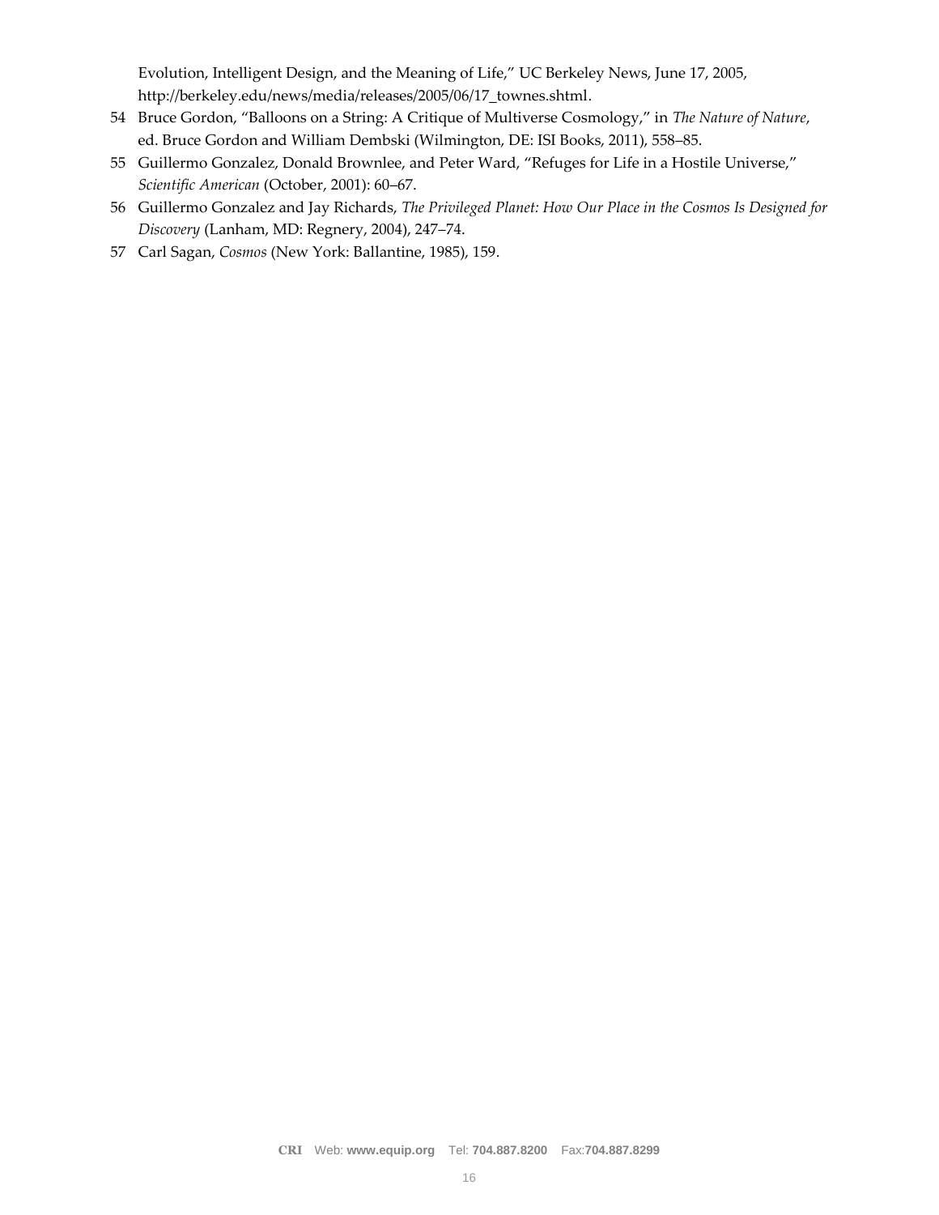Evolution, Intelligent Design, and the Meaning of Life," UC Berkeley News, June 17, 2005, http://berkeley.edu/news/media/releases/2005/06/17_townes.shtml.

54 Bruce Gordon, "Balloons on a String: A Critique of Multiverse Cosmology," in *The Nature of Nature*, ed. Bruce Gordon and William Dembski (Wilmington, DE: ISI Books, 2011), 558–85.

55 Guillermo Gonzalez, Donald Brownlee, and Peter Ward, "Refuges for Life in a Hostile Universe," *Scientific American* (October, 2001): 60–67.

56 Guillermo Gonzalez and Jay Richards, *The Privileged Planet: How Our Place in the Cosmos Is Designed for Discovery* (Lanham, MD: Regnery, 2004), 247–74.

57 Carl Sagan, *Cosmos* (New York: Ballantine, 1985), 159.